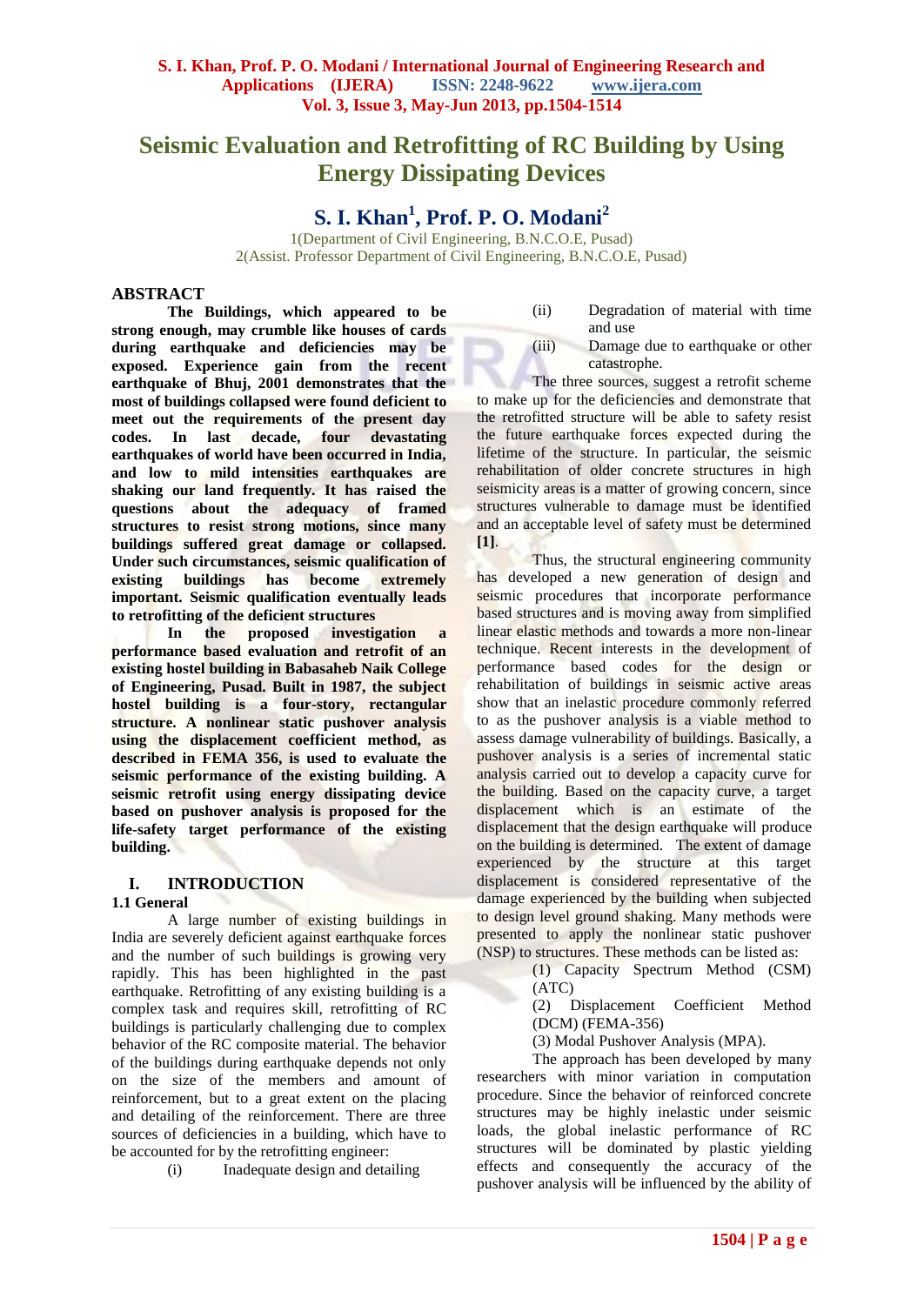# Seismic Evaluation and Retrofitting of RC Building by Using Energy Dissipating Devices

**S. I. Khan[1], Prof. P. O. Modani[2]**

1(Department of Civil Engineering, B.N.C.O.E, Pusad)
2(Assist. Professor Department of Civil Engineering, B.N.C.O.E, Pusad)

## ABSTRACT

**The Buildings, which appeared to be strong enough, may crumble like houses of cards during earthquake and deficiencies may be exposed. Experience gain from the recent earthquake of Bhuj, 2001 demonstrates that the most of buildings collapsed were found deficient to meet out the requirements of the present day codes. In last decade, four devastating earthquakes of world have been occurred in India, and low to mild intensities earthquakes are shaking our land frequently. It has raised the questions about the adequacy of framed structures to resist strong motions, since many buildings suffered great damage or collapsed. Under such circumstances, seismic qualification of existing buildings has become extremely important. Seismic qualification eventually leads to retrofitting of the deficient structures**

**In the proposed investigation a performance based evaluation and retrofit of an existing hostel building in Babasaheb Naik College of Engineering, Pusad. Built in 1987, the subject hostel building is a four-story, rectangular structure. A nonlinear static pushover analysis using the displacement coefficient method, as described in FEMA 356, is used to evaluate the seismic performance of the existing building. A seismic retrofit using energy dissipating device based on pushover analysis is proposed for the life-safety target performance of the existing building.**

## I. INTRODUCTION

### 1.1 General

A large number of existing buildings in India are severely deficient against earthquake forces and the number of such buildings is growing very rapidly. This has been highlighted in the past earthquake. Retrofitting of any existing building is a complex task and requires skill, retrofitting of RC buildings is particularly challenging due to complex behavior of the RC composite material. The behavior of the buildings during earthquake depends not only on the size of the members and amount of reinforcement, but to a great extent on the placing and detailing of the reinforcement. There are three sources of deficiencies in a building, which have to be accounted for by the retrofitting engineer:

(i) Inadequate design and detailing

(ii) Degradation of material with time and use

(iii) Damage due to earthquake or other catastrophe.

The three sources, suggest a retrofit scheme to make up for the deficiencies and demonstrate that the retrofitted structure will be able to safety resist the future earthquake forces expected during the lifetime of the structure. In particular, the seismic rehabilitation of older concrete structures in high seismicity areas is a matter of growing concern, since structures vulnerable to damage must be identified and an acceptable level of safety must be determined **[1]**.

Thus, the structural engineering community has developed a new generation of design and seismic procedures that incorporate performance based structures and is moving away from simplified linear elastic methods and towards a more non-linear technique. Recent interests in the development of performance based codes for the design or rehabilitation of buildings in seismic active areas show that an inelastic procedure commonly referred to as the pushover analysis is a viable method to assess damage vulnerability of buildings. Basically, a pushover analysis is a series of incremental static analysis carried out to develop a capacity curve for the building. Based on the capacity curve, a target displacement which is an estimate of the displacement that the design earthquake will produce on the building is determined. The extent of damage experienced by the structure at this target displacement is considered representative of the damage experienced by the building when subjected to design level ground shaking. Many methods were presented to apply the nonlinear static pushover (NSP) to structures. These methods can be listed as:

(1) Capacity Spectrum Method (CSM) (ATC)

(2) Displacement Coefficient Method (DCM) (FEMA-356)

(3) Modal Pushover Analysis (MPA).

The approach has been developed by many researchers with minor variation in computation procedure. Since the behavior of reinforced concrete structures may be highly inelastic under seismic loads, the global inelastic performance of RC structures will be dominated by plastic yielding effects and consequently the accuracy of the pushover analysis will be influenced by the ability of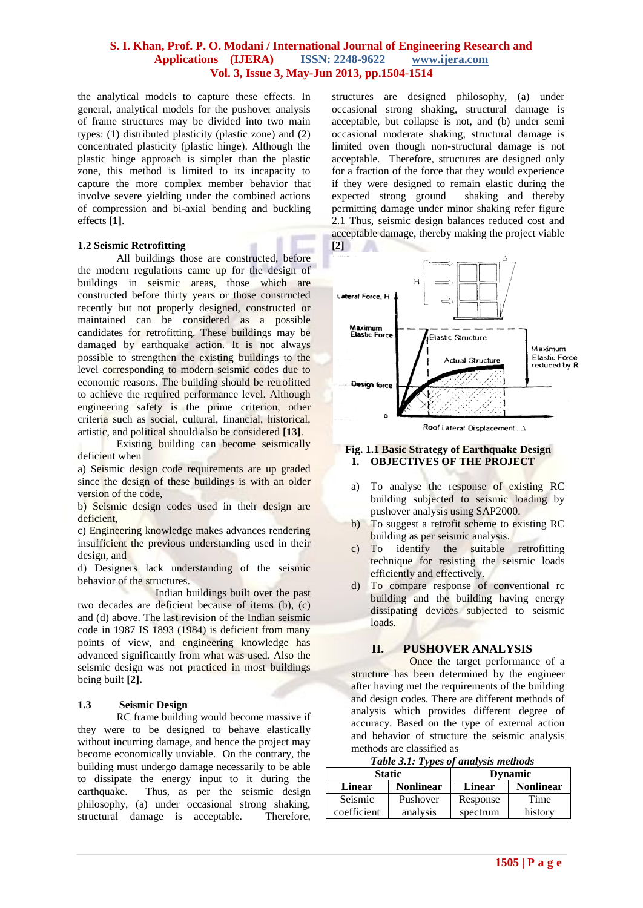the analytical models to capture these effects. In general, analytical models for the pushover analysis of frame structures may be divided into two main types: (1) distributed plasticity (plastic zone) and (2) concentrated plasticity (plastic hinge). Although the plastic hinge approach is simpler than the plastic zone, this method is limited to its incapacity to capture the more complex member behavior that involve severe yielding under the combined actions of compression and bi-axial bending and buckling effects **[1]**.

### 1.2 Seismic Retrofitting

All buildings those are constructed, before the modern regulations came up for the design of buildings in seismic areas, those which are constructed before thirty years or those constructed recently but not properly designed, constructed or maintained can be considered as a possible candidates for retrofitting. These buildings may be damaged by earthquake action. It is not always possible to strengthen the existing buildings to the level corresponding to modern seismic codes due to economic reasons. The building should be retrofitted to achieve the required performance level. Although engineering safety is the prime criterion, other criteria such as social, cultural, financial, historical, artistic, and political should also be considered **[13]**.

Existing building can become seismically deficient when

a) Seismic design code requirements are up graded since the design of these buildings is with an older version of the code,

b) Seismic design codes used in their design are deficient,

c) Engineering knowledge makes advances rendering insufficient the previous understanding used in their design, and

d) Designers lack understanding of the seismic behavior of the structures.

Indian buildings built over the past two decades are deficient because of items (b), (c) and (d) above. The last revision of the Indian seismic code in 1987 IS 1893 (1984) is deficient from many points of view, and engineering knowledge has advanced significantly from what was used. Also the seismic design was not practiced in most buildings being built **[2].**

### 1.3 Seismic Design

RC frame building would become massive if they were to be designed to behave elastically without incurring damage, and hence the project may become economically unviable. On the contrary, the building must undergo damage necessarily to be able to dissipate the energy input to it during the earthquake. Thus, as per the seismic design philosophy, (a) under occasional strong shaking, structural damage is acceptable. Therefore, structures are designed philosophy, (a) under occasional strong shaking, structural damage is acceptable, but collapse is not, and (b) under semi occasional moderate shaking, structural damage is limited oven though non-structural damage is not acceptable. Therefore, structures are designed only for a fraction of the force that they would experience if they were designed to remain elastic during the expected strong ground shaking and thereby permitting damage under minor shaking refer figure 2.1 Thus, seismic design balances reduced cost and acceptable damage, thereby making the project viable **[2]**

**Fig. 1.1 Basic Strategy of Earthquake Design**

## 1. OBJECTIVES OF THE PROJECT

a) To analyse the response of existing RC building subjected to seismic loading by pushover analysis using SAP2000.

b) To suggest a retrofit scheme to existing RC building as per seismic analysis.

c) To identify the suitable retrofitting technique for resisting the seismic loads efficiently and effectively.

d) To compare response of conventional rc building and the building having energy dissipating devices subjected to seismic loads.

## II. PUSHOVER ANALYSIS

Once the target performance of a structure has been determined by the engineer after having met the requirements of the building and design codes. There are different methods of analysis which provides different degree of accuracy. Based on the type of external action and behavior of structure the seismic analysis methods are classified as

***Table 3.1: Types of analysis methods***

| Static | | Dynamic | |
|---|---|---|---|
| **Linear** | **Nonlinear** | **Linear** | **Nonlinear** |
| Seismic coefficient | Pushover analysis | Response spectrum | Time history |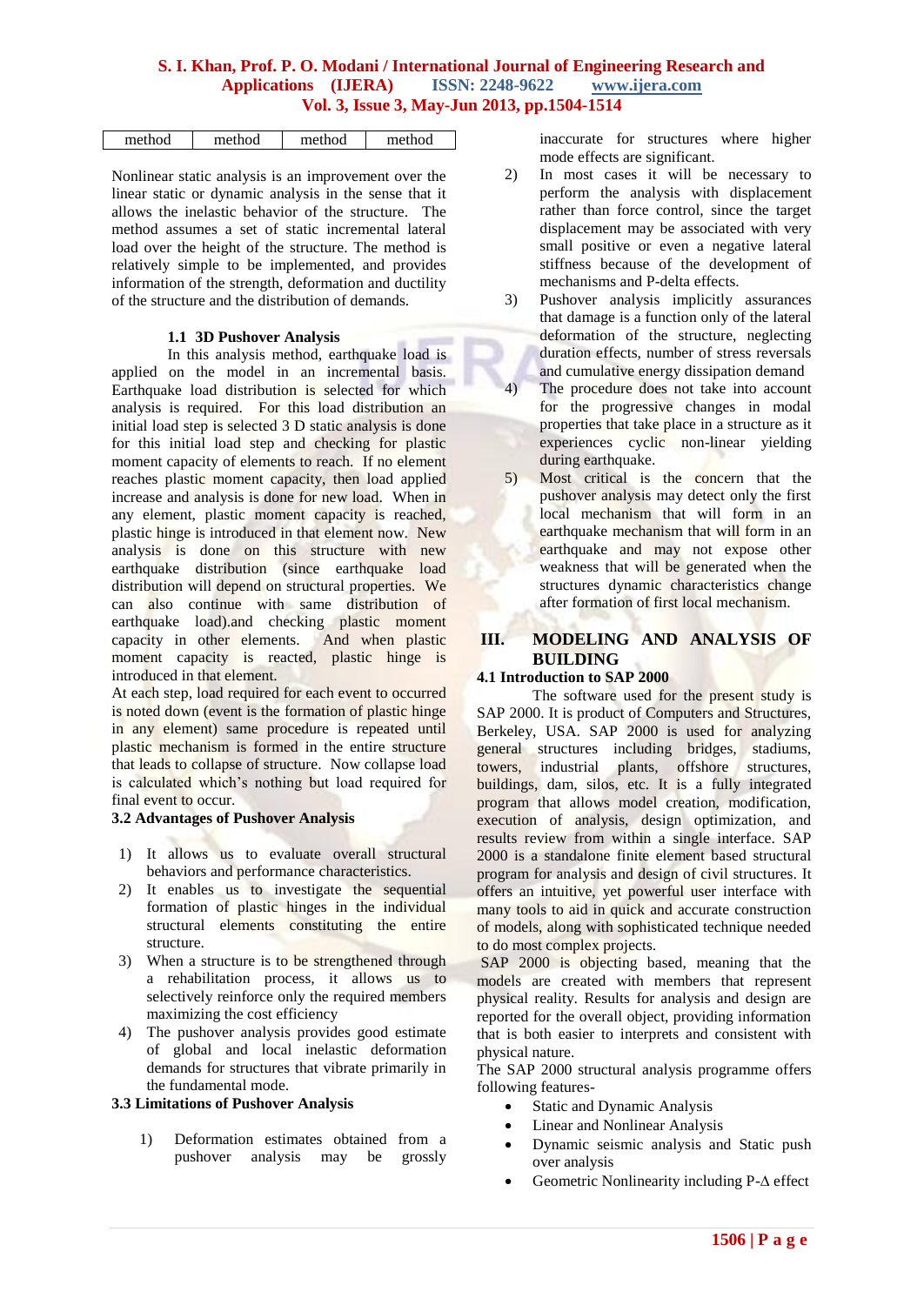| method | method | method | method |
|---|---|---|---|

Nonlinear static analysis is an improvement over the linear static or dynamic analysis in the sense that it allows the inelastic behavior of the structure. The method assumes a set of static incremental lateral load over the height of the structure. The method is relatively simple to be implemented, and provides information of the strength, deformation and ductility of the structure and the distribution of demands.

### 1.1 3D Pushover Analysis

In this analysis method, earthquake load is applied on the model in an incremental basis. Earthquake load distribution is selected for which analysis is required. For this load distribution an initial load step is selected 3 D static analysis is done for this initial load step and checking for plastic moment capacity of elements to reach. If no element reaches plastic moment capacity, then load applied increase and analysis is done for new load. When in any element, plastic moment capacity is reached, plastic hinge is introduced in that element now. New analysis is done on this structure with new earthquake distribution (since earthquake load distribution will depend on structural properties. We can also continue with same distribution of earthquake load).and checking plastic moment capacity in other elements. And when plastic moment capacity is reacted, plastic hinge is introduced in that element.

At each step, load required for each event to occurred is noted down (event is the formation of plastic hinge in any element) same procedure is repeated until plastic mechanism is formed in the entire structure that leads to collapse of structure. Now collapse load is calculated which's nothing but load required for final event to occur.

### 3.2 Advantages of Pushover Analysis

1) It allows us to evaluate overall structural behaviors and performance characteristics.
2) It enables us to investigate the sequential formation of plastic hinges in the individual structural elements constituting the entire structure.
3) When a structure is to be strengthened through a rehabilitation process, it allows us to selectively reinforce only the required members maximizing the cost efficiency
4) The pushover analysis provides good estimate of global and local inelastic deformation demands for structures that vibrate primarily in the fundamental mode.

### 3.3 Limitations of Pushover Analysis

1) Deformation estimates obtained from a pushover analysis may be grossly inaccurate for structures where higher mode effects are significant.
2) In most cases it will be necessary to perform the analysis with displacement rather than force control, since the target displacement may be associated with very small positive or even a negative lateral stiffness because of the development of mechanisms and P-delta effects.
3) Pushover analysis implicitly assurances that damage is a function only of the lateral deformation of the structure, neglecting duration effects, number of stress reversals and cumulative energy dissipation demand
4) The procedure does not take into account for the progressive changes in modal properties that take place in a structure as it experiences cyclic non-linear yielding during earthquake.
5) Most critical is the concern that the pushover analysis may detect only the first local mechanism that will form in an earthquake mechanism that will form in an earthquake and may not expose other weakness that will be generated when the structures dynamic characteristics change after formation of first local mechanism.

## III. MODELING AND ANALYSIS OF BUILDING

### 4.1 Introduction to SAP 2000

The software used for the present study is SAP 2000. It is product of Computers and Structures, Berkeley, USA. SAP 2000 is used for analyzing general structures including bridges, stadiums, towers, industrial plants, offshore structures, buildings, dam, silos, etc. It is a fully integrated program that allows model creation, modification, execution of analysis, design optimization, and results review from within a single interface. SAP 2000 is a standalone finite element based structural program for analysis and design of civil structures. It offers an intuitive, yet powerful user interface with many tools to aid in quick and accurate construction of models, along with sophisticated technique needed to do most complex projects.

SAP 2000 is objecting based, meaning that the models are created with members that represent physical reality. Results for analysis and design are reported for the overall object, providing information that is both easier to interprets and consistent with physical nature.

The SAP 2000 structural analysis programme offers following features-

- Static and Dynamic Analysis
- Linear and Nonlinear Analysis
- Dynamic seismic analysis and Static push over analysis
- Geometric Nonlinearity including P-$\Delta$ effect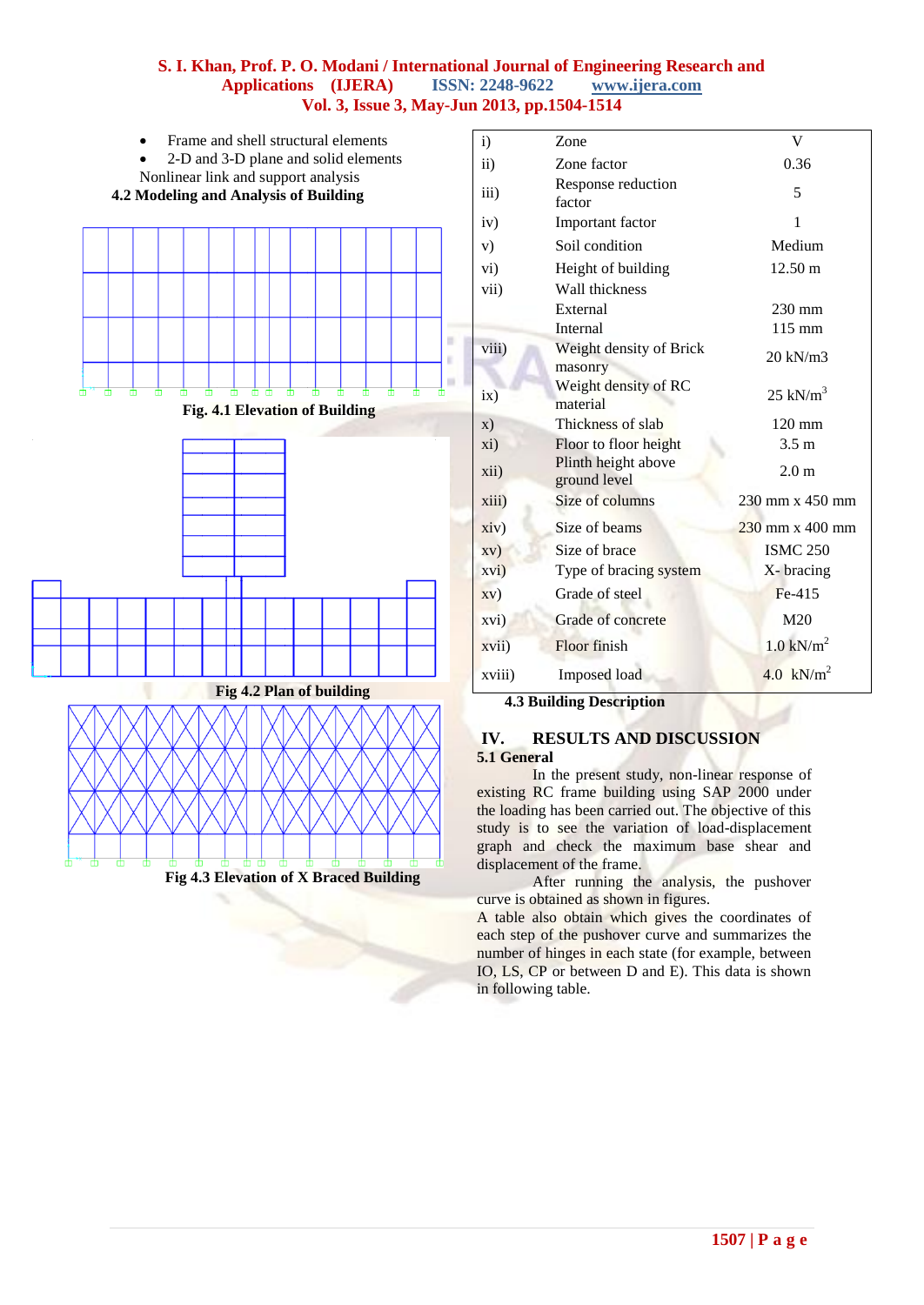- Frame and shell structural elements
- 2-D and 3-D plane and solid elements

Nonlinear link and support analysis

### 4.2 Modeling and Analysis of Building

Fig. 4.1 Elevation of Building

Fig 4.2 Plan of building

Fig 4.3 Elevation of X Braced Building

| | | |
|---|---|---|
| i) | Zone | V |
| ii) | Zone factor | 0.36 |
| iii) | Response reduction factor | 5 |
| iv) | Important factor | 1 |
| v) | Soil condition | Medium |
| vi) | Height of building | 12.50 m |
| vii) | Wall thickness | |
| | External | 230 mm |
| | Internal | 115 mm |
| viii) | Weight density of Brick masonry | 20 kN/m3 |
| ix) | Weight density of RC material | 25 $kN/m^3$ |
| x) | Thickness of slab | 120 mm |
| xi) | Floor to floor height | 3.5 m |
| xii) | Plinth height above ground level | 2.0 m |
| xiii) | Size of columns | 230 mm x 450 mm |
| xiv) | Size of beams | 230 mm x 400 mm |
| xv) | Size of brace | ISMC 250 |
| xvi) | Type of bracing system | X- bracing |
| xv) | Grade of steel | Fe-415 |
| xvi) | Grade of concrete | M20 |
| xvii) | Floor finish | 1.0 $kN/m^2$ |
| xviii) | Imposed load | 4.0 $kN/m^2$ |

4.3 Building Description

## IV. RESULTS AND DISCUSSION

### 5.1 General

In the present study, non-linear response of existing RC frame building using SAP 2000 under the loading has been carried out. The objective of this study is to see the variation of load-displacement graph and check the maximum base shear and displacement of the frame.

After running the analysis, the pushover curve is obtained as shown in figures.

A table also obtain which gives the coordinates of each step of the pushover curve and summarizes the number of hinges in each state (for example, between IO, LS, CP or between D and E). This data is shown in following table.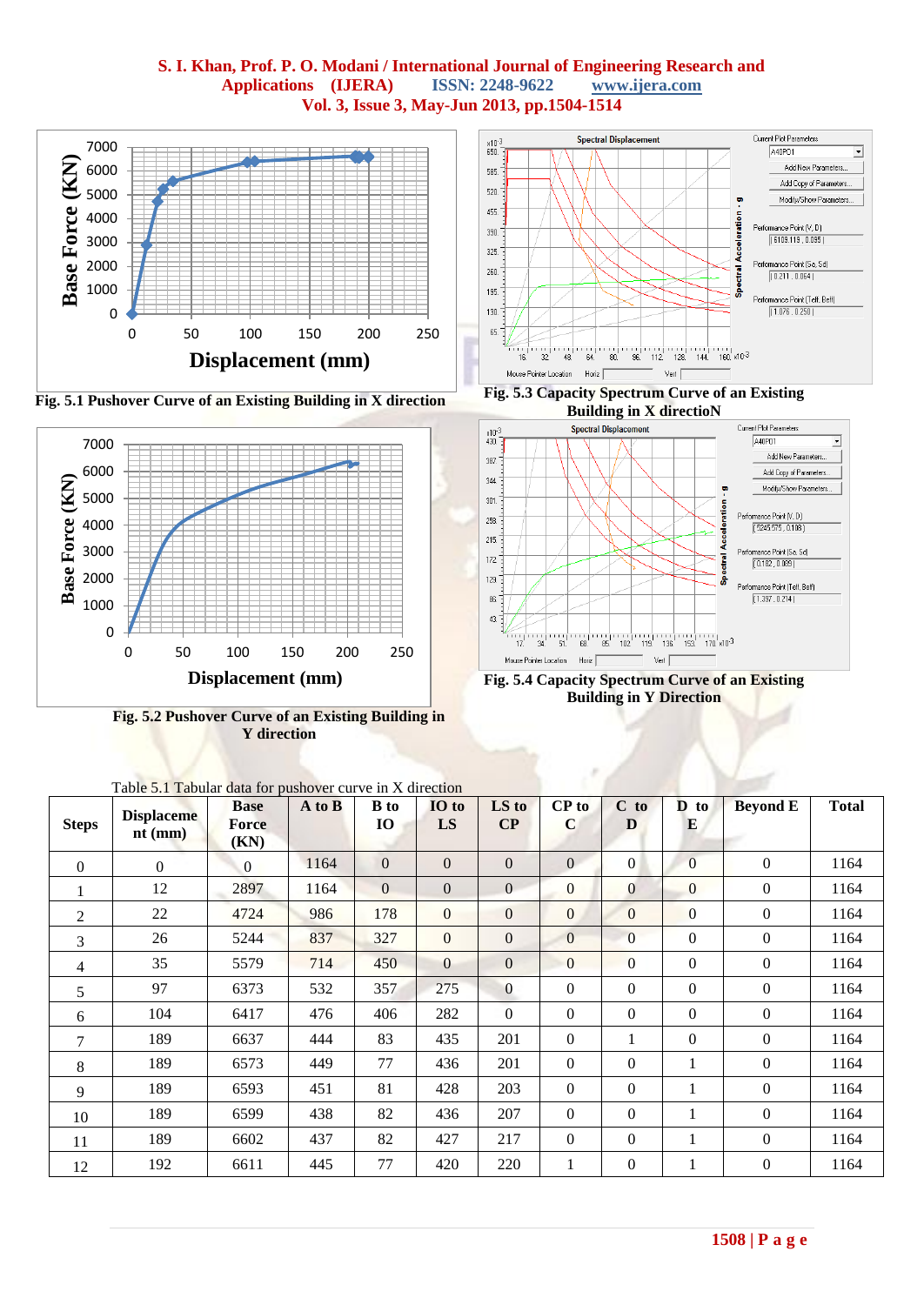Fig. 5.1 Pushover Curve of an Existing Building in X direction

Fig. 5.3 Capacity Spectrum Curve of an Existing Building in X directioN

Fig. 5.2 Pushover Curve of an Existing Building in Y direction

Fig. 5.4 Capacity Spectrum Curve of an Existing Building in Y Direction

Table 5.1 Tabular data for pushover curve in X direction

| Steps | Displacement (mm) | Base Force (KN) | A to B | B to IO | IO to LS | LS to CP | CP to C | C to D | D to E | Beyond E | Total |
|---|---|---|---|---|---|---|---|---|---|---|---|
| 0 | 0 | 0 | 1164 | 0 | 0 | 0 | 0 | 0 | 0 | 0 | 1164 |
| 1 | 12 | 2897 | 1164 | 0 | 0 | 0 | 0 | 0 | 0 | 0 | 1164 |
| 2 | 22 | 4724 | 986 | 178 | 0 | 0 | 0 | 0 | 0 | 0 | 1164 |
| 3 | 26 | 5244 | 837 | 327 | 0 | 0 | 0 | 0 | 0 | 0 | 1164 |
| 4 | 35 | 5579 | 714 | 450 | 0 | 0 | 0 | 0 | 0 | 0 | 1164 |
| 5 | 97 | 6373 | 532 | 357 | 275 | 0 | 0 | 0 | 0 | 0 | 1164 |
| 6 | 104 | 6417 | 476 | 406 | 282 | 0 | 0 | 0 | 0 | 0 | 1164 |
| 7 | 189 | 6637 | 444 | 83 | 435 | 201 | 0 | 1 | 0 | 0 | 1164 |
| 8 | 189 | 6573 | 449 | 77 | 436 | 201 | 0 | 0 | 1 | 0 | 1164 |
| 9 | 189 | 6593 | 451 | 81 | 428 | 203 | 0 | 0 | 1 | 0 | 1164 |
| 10 | 189 | 6599 | 438 | 82 | 436 | 207 | 0 | 0 | 1 | 0 | 1164 |
| 11 | 189 | 6602 | 437 | 82 | 427 | 217 | 0 | 0 | 1 | 0 | 1164 |
| 12 | 192 | 6611 | 445 | 77 | 420 | 220 | 1 | 0 | 1 | 0 | 1164 |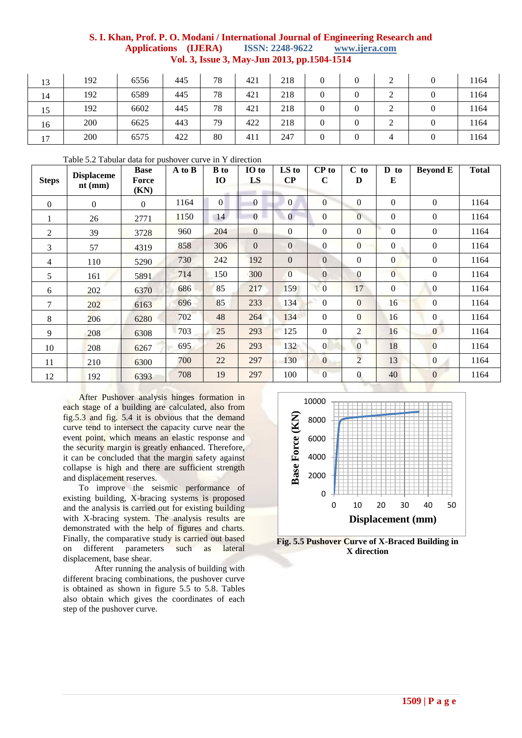| 13 | 192 | 6556 | 445 | 78 | 421 | 218 | 0 | 0 | 2 | 0 | 1164 |
|---|---|---|---|---|---|---|---|---|---|---|---|
| 14 | 192 | 6589 | 445 | 78 | 421 | 218 | 0 | 0 | 2 | 0 | 1164 |
| 15 | 192 | 6602 | 445 | 78 | 421 | 218 | 0 | 0 | 2 | 0 | 1164 |
| 16 | 200 | 6625 | 443 | 79 | 422 | 218 | 0 | 0 | 2 | 0 | 1164 |
| 17 | 200 | 6575 | 422 | 80 | 411 | 247 | 0 | 0 | 4 | 0 | 1164 |

Table 5.2 Tabular data for pushover curve in Y direction

| Steps | Displacement (mm) | Base Force (KN) | A to B | B to IO | IO to LS | LS to CP | CP to C | C to D | D to E | Beyond E | Total |
|---|---|---|---|---|---|---|---|---|---|---|---|
| 0 | 0 | 0 | 1164 | 0 | 0 | 0 | 0 | 0 | 0 | 0 | 1164 |
| 1 | 26 | 2771 | 1150 | 14 | 0 | 0 | 0 | 0 | 0 | 0 | 1164 |
| 2 | 39 | 3728 | 960 | 204 | 0 | 0 | 0 | 0 | 0 | 0 | 1164 |
| 3 | 57 | 4319 | 858 | 306 | 0 | 0 | 0 | 0 | 0 | 0 | 1164 |
| 4 | 110 | 5290 | 730 | 242 | 192 | 0 | 0 | 0 | 0 | 0 | 1164 |
| 5 | 161 | 5891 | 714 | 150 | 300 | 0 | 0 | 0 | 0 | 0 | 1164 |
| 6 | 202 | 6370 | 686 | 85 | 217 | 159 | 0 | 17 | 0 | 0 | 1164 |
| 7 | 202 | 6163 | 696 | 85 | 233 | 134 | 0 | 0 | 16 | 0 | 1164 |
| 8 | 206 | 6280 | 702 | 48 | 264 | 134 | 0 | 0 | 16 | 0 | 1164 |
| 9 | 208 | 6308 | 703 | 25 | 293 | 125 | 0 | 2 | 16 | 0 | 1164 |
| 10 | 208 | 6267 | 695 | 26 | 293 | 132 | 0 | 0 | 18 | 0 | 1164 |
| 11 | 210 | 6300 | 700 | 22 | 297 | 130 | 0 | 2 | 13 | 0 | 1164 |
| 12 | 192 | 6393 | 708 | 19 | 297 | 100 | 0 | 0 | 40 | 0 | 1164 |

After Pushover analysis hinges formation in each stage of a building are calculated, also from fig.5.3 and fig. 5.4 it is obvious that the demand curve tend to intersect the capacity curve near the event point, which means an elastic response and the security margin is greatly enhanced. Therefore, it can be concluded that the margin safety against collapse is high and there are sufficient strength and displacement reserves.

To improve the seismic performance of existing building, X-bracing systems is proposed and the analysis is carried out for existing building with X-bracing system. The analysis results are demonstrated with the help of figures and charts. Finally, the comparative study is carried out based on different parameters such as lateral displacement, base shear.

After running the analysis of building with different bracing combinations, the pushover curve is obtained as shown in figure 5.5 to 5.8. Tables also obtain which gives the coordinates of each step of the pushover curve.

**Fig. 5.5 Pushover Curve of X-Braced Building in X direction**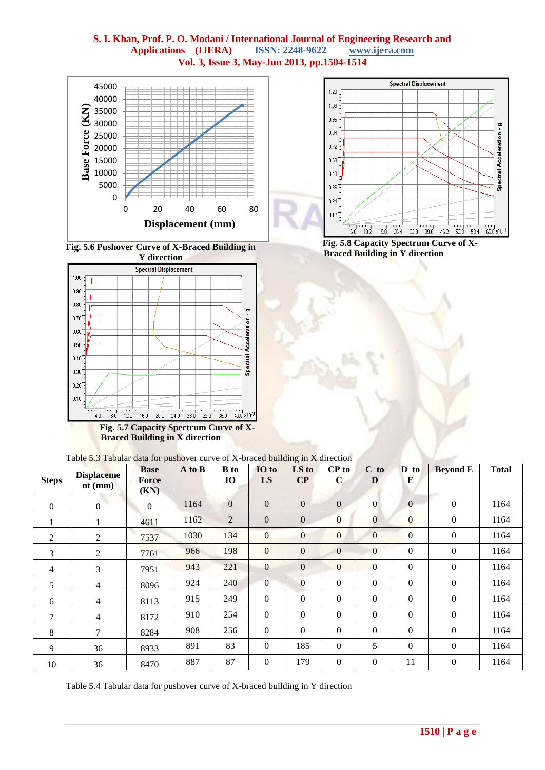Fig. 5.6 Pushover Curve of X-Braced Building in Y direction

Fig. 5.8 Capacity Spectrum Curve of X-Braced Building in Y direction

Fig. 5.7 Capacity Spectrum Curve of X-Braced Building in X direction

Table 5.3 Tabular data for pushover curve of X-braced building in X direction

| Steps | Displacement (mm) | Base Force (KN) | A to B | B to IO | IO to LS | LS to CP | CP to C | C to D | D to E | Beyond E | Total |
|---|---|---|---|---|---|---|---|---|---|---|---|
| 0 | 0 | 0 | 1164 | 0 | 0 | 0 | 0 | 0 | 0 | 0 | 1164 |
| 1 | 1 | 4611 | 1162 | 2 | 0 | 0 | 0 | 0 | 0 | 0 | 1164 |
| 2 | 2 | 7537 | 1030 | 134 | 0 | 0 | 0 | 0 | 0 | 0 | 1164 |
| 3 | 2 | 7761 | 966 | 198 | 0 | 0 | 0 | 0 | 0 | 0 | 1164 |
| 4 | 3 | 7951 | 943 | 221 | 0 | 0 | 0 | 0 | 0 | 0 | 1164 |
| 5 | 4 | 8096 | 924 | 240 | 0 | 0 | 0 | 0 | 0 | 0 | 1164 |
| 6 | 4 | 8113 | 915 | 249 | 0 | 0 | 0 | 0 | 0 | 0 | 1164 |
| 7 | 4 | 8172 | 910 | 254 | 0 | 0 | 0 | 0 | 0 | 0 | 1164 |
| 8 | 7 | 8284 | 908 | 256 | 0 | 0 | 0 | 0 | 0 | 0 | 1164 |
| 9 | 36 | 8933 | 891 | 83 | 0 | 185 | 0 | 5 | 0 | 0 | 1164 |
| 10 | 36 | 8470 | 887 | 87 | 0 | 179 | 0 | 0 | 11 | 0 | 1164 |

Table 5.4 Tabular data for pushover curve of X-braced building in Y direction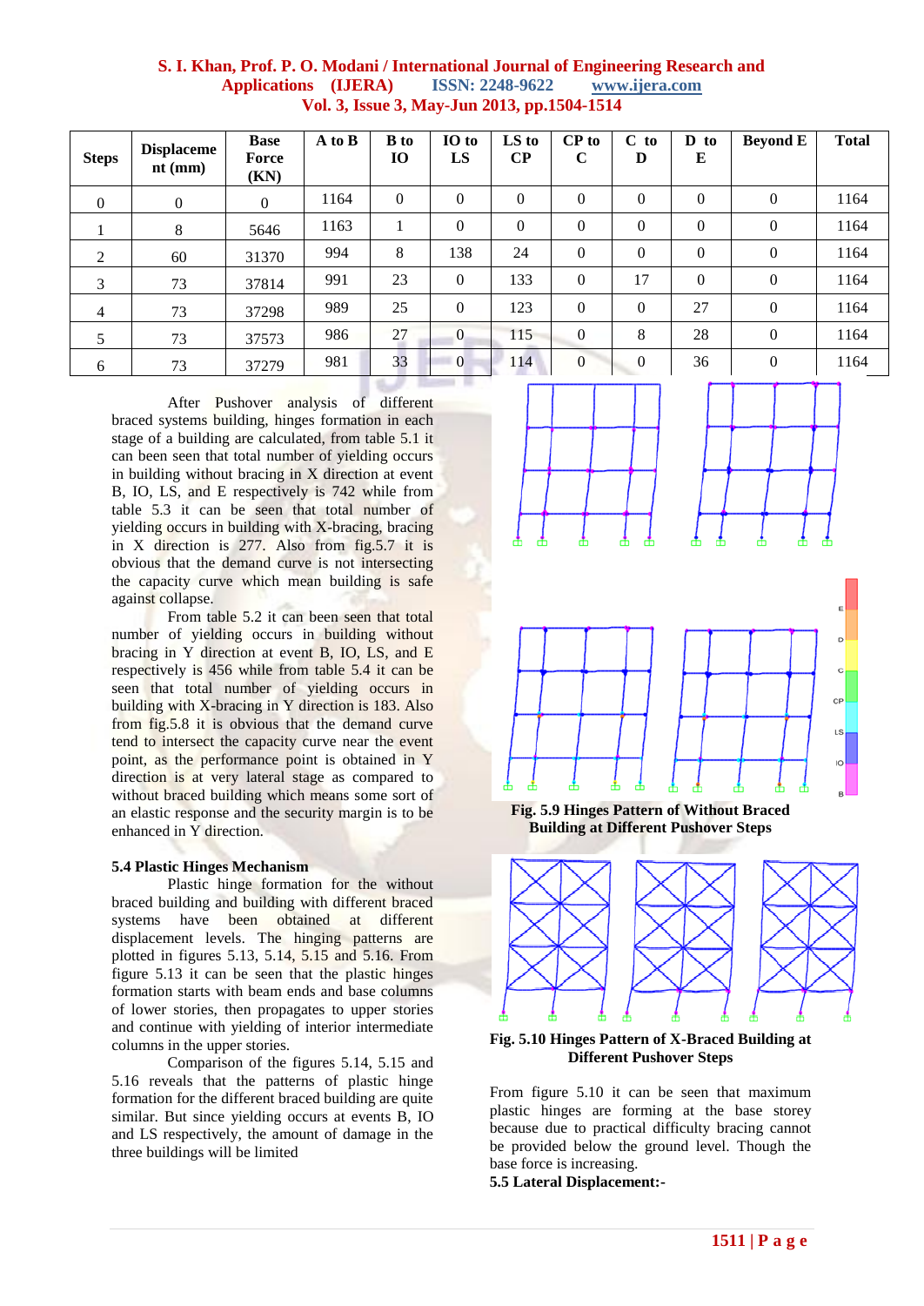| Steps | Displacement (mm) | Base Force (KN) | A to B | B to IO | IO to LS | LS to CP | CP to C | C to D | D to E | Beyond E | Total |
|---|---|---|---|---|---|---|---|---|---|---|---|
| 0 | 0 | 0 | 1164 | 0 | 0 | 0 | 0 | 0 | 0 | 0 | 1164 |
| 1 | 8 | 5646 | 1163 | 1 | 0 | 0 | 0 | 0 | 0 | 0 | 1164 |
| 2 | 60 | 31370 | 994 | 8 | 138 | 24 | 0 | 0 | 0 | 0 | 1164 |
| 3 | 73 | 37814 | 991 | 23 | 0 | 133 | 0 | 17 | 0 | 0 | 1164 |
| 4 | 73 | 37298 | 989 | 25 | 0 | 123 | 0 | 0 | 27 | 0 | 1164 |
| 5 | 73 | 37573 | 986 | 27 | 0 | 115 | 0 | 8 | 28 | 0 | 1164 |
| 6 | 73 | 37279 | 981 | 33 | 0 | 114 | 0 | 0 | 36 | 0 | 1164 |

After Pushover analysis of different braced systems building, hinges formation in each stage of a building are calculated, from table 5.1 it can been seen that total number of yielding occurs in building without bracing in X direction at event B, IO, LS, and E respectively is 742 while from table 5.3 it can be seen that total number of yielding occurs in building with X-bracing, bracing in X direction is 277. Also from fig.5.7 it is obvious that the demand curve is not intersecting the capacity curve which mean building is safe against collapse.

From table 5.2 it can been seen that total number of yielding occurs in building without bracing in Y direction at event B, IO, LS, and E respectively is 456 while from table 5.4 it can be seen that total number of yielding occurs in building with X-bracing in Y direction is 183. Also from fig.5.8 it is obvious that the demand curve tend to intersect the capacity curve near the event point, as the performance point is obtained in Y direction is at very lateral stage as compared to without braced building which means some sort of an elastic response and the security margin is to be enhanced in Y direction.

**5.4 Plastic Hinges Mechanism**

Plastic hinge formation for the without braced building and building with different braced systems have been obtained at different displacement levels. The hinging patterns are plotted in figures 5.13, 5.14, 5.15 and 5.16. From figure 5.13 it can be seen that the plastic hinges formation starts with beam ends and base columns of lower stories, then propagates to upper stories and continue with yielding of interior intermediate columns in the upper stories.

Comparison of the figures 5.14, 5.15 and 5.16 reveals that the patterns of plastic hinge formation for the different braced building are quite similar. But since yielding occurs at events B, IO and LS respectively, the amount of damage in the three buildings will be limited

**Fig. 5.9 Hinges Pattern of Without Braced Building at Different Pushover Steps**

**Fig. 5.10 Hinges Pattern of X-Braced Building at Different Pushover Steps**

From figure 5.10 it can be seen that maximum plastic hinges are forming at the base storey because due to practical difficulty bracing cannot be provided below the ground level. Though the base force is increasing.

**5.5 Lateral Displacement:-**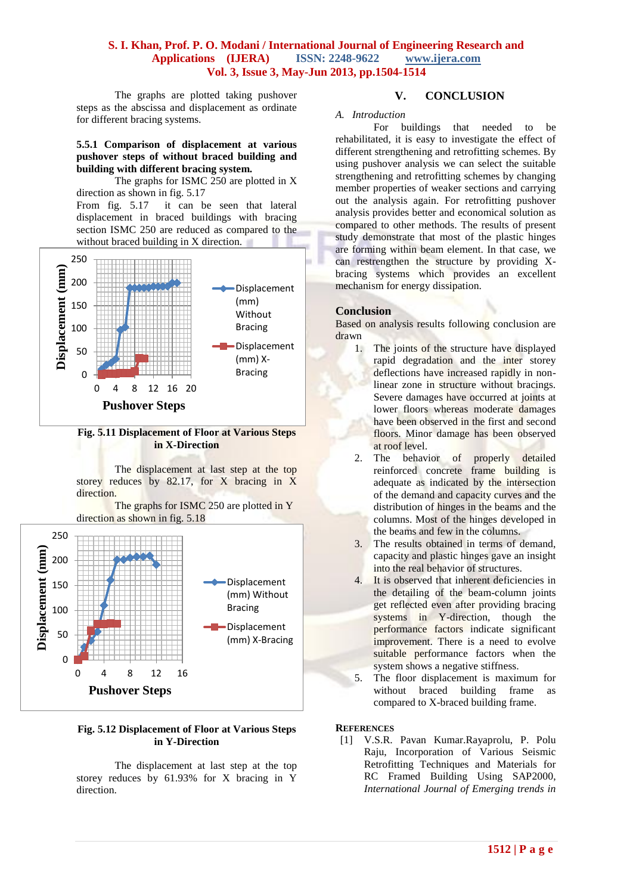The graphs are plotted taking pushover steps as the abscissa and displacement as ordinate for different bracing systems.

**5.5.1 Comparison of displacement at various pushover steps of without braced building and building with different bracing system.**

The graphs for ISMC 250 are plotted in X direction as shown in fig. 5.17

From fig. 5.17 it can be seen that lateral displacement in braced buildings with bracing section ISMC 250 are reduced as compared to the without braced building in X direction.

**Fig. 5.11 Displacement of Floor at Various Steps in X-Direction**

The displacement at last step at the top storey reduces by 82.17, for X bracing in X direction.

The graphs for ISMC 250 are plotted in Y direction as shown in fig. 5.18

**Fig. 5.12 Displacement of Floor at Various Steps in Y-Direction**

The displacement at last step at the top storey reduces by 61.93% for X bracing in Y direction.

## V. CONCLUSION

*A. Introduction*

For buildings that needed to be rehabilitated, it is easy to investigate the effect of different strengthening and retrofitting schemes. By using pushover analysis we can select the suitable strengthening and retrofitting schemes by changing member properties of weaker sections and carrying out the analysis again. For retrofitting pushover analysis provides better and economical solution as compared to other methods. The results of present study demonstrate that most of the plastic hinges are forming within beam element. In that case, we can restrengthen the structure by providing X-bracing systems which provides an excellent mechanism for energy dissipation.

### Conclusion

Based on analysis results following conclusion are drawn

1. The joints of the structure have displayed rapid degradation and the inter storey deflections have increased rapidly in non-linear zone in structure without bracings. Severe damages have occurred at joints at lower floors whereas moderate damages have been observed in the first and second floors. Minor damage has been observed at roof level.
2. The behavior of properly detailed reinforced concrete frame building is adequate as indicated by the intersection of the demand and capacity curves and the distribution of hinges in the beams and the columns. Most of the hinges developed in the beams and few in the columns.
3. The results obtained in terms of demand, capacity and plastic hinges gave an insight into the real behavior of structures.
4. It is observed that inherent deficiencies in the detailing of the beam-column joints get reflected even after providing bracing systems in Y-direction, though the performance factors indicate significant improvement. There is a need to evolve suitable performance factors when the system shows a negative stiffness.
5. The floor displacement is maximum for without braced building frame as compared to X-braced building frame.

### REFERENCES

[1] V.S.R. Pavan Kumar.Rayaprolu, P. Polu Raju, Incorporation of Various Seismic Retrofitting Techniques and Materials for RC Framed Building Using SAP2000, *International Journal of Emerging trends in*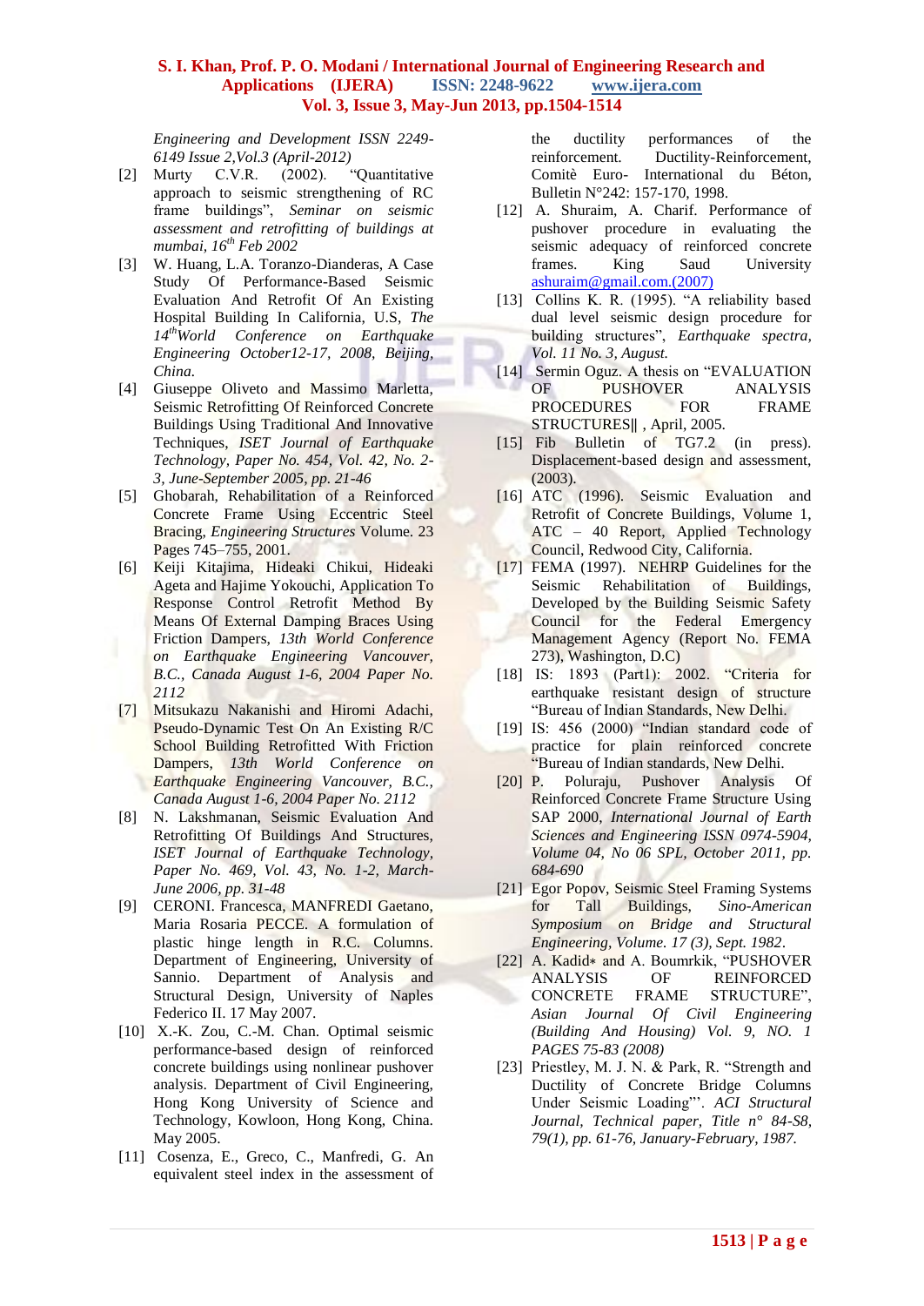*Engineering and Development ISSN 2249-6149 Issue 2,Vol.3 (April-2012)*

[2] Murty C.V.R. (2002). "Quantitative approach to seismic strengthening of RC frame buildings", *Seminar on seismic assessment and retrofitting of buildings at mumbai, 16th Feb 2002*

[3] W. Huang, L.A. Toranzo-Dianderas, A Case Study Of Performance-Based Seismic Evaluation And Retrofit Of An Existing Hospital Building In California, U.S, *The 14thWorld Conference on Earthquake Engineering October12-17, 2008, Beijing, China.*

[4] Giuseppe Oliveto and Massimo Marletta, Seismic Retrofitting Of Reinforced Concrete Buildings Using Traditional And Innovative Techniques, *ISET Journal of Earthquake Technology, Paper No. 454, Vol. 42, No. 2-3, June-September 2005, pp. 21-46*

[5] Ghobarah, Rehabilitation of a Reinforced Concrete Frame Using Eccentric Steel Bracing, *Engineering Structures* Volume. 23 Pages 745–755, 2001.

[6] Keiji Kitajima, Hideaki Chikui, Hideaki Ageta and Hajime Yokouchi, Application To Response Control Retrofit Method By Means Of External Damping Braces Using Friction Dampers, *13th World Conference on Earthquake Engineering Vancouver, B.C., Canada August 1-6, 2004 Paper No. 2112*

[7] Mitsukazu Nakanishi and Hiromi Adachi, Pseudo-Dynamic Test On An Existing R/C School Building Retrofitted With Friction Dampers, *13th World Conference on Earthquake Engineering Vancouver, B.C., Canada August 1-6, 2004 Paper No. 2112*

[8] N. Lakshmanan, Seismic Evaluation And Retrofitting Of Buildings And Structures, *ISET Journal of Earthquake Technology, Paper No. 469, Vol. 43, No. 1-2, March-June 2006, pp. 31-48*

[9] CERONI. Francesca, MANFREDI Gaetano, Maria Rosaria PECCE. A formulation of plastic hinge length in R.C. Columns. Department of Engineering, University of Sannio. Department of Analysis and Structural Design, University of Naples Federico II. 17 May 2007.

[10] X.-K. Zou, C.-M. Chan. Optimal seismic performance-based design of reinforced concrete buildings using nonlinear pushover analysis. Department of Civil Engineering, Hong Kong University of Science and Technology, Kowloon, Hong Kong, China. May 2005.

[11] Cosenza, E., Greco, C., Manfredi, G. An equivalent steel index in the assessment of the ductility performances of the reinforcement. Ductility-Reinforcement, Comitè Euro- International du Béton, Bulletin N°242: 157-170, 1998.

[12] A. Shuraim, A. Charif. Performance of pushover procedure in evaluating the seismic adequacy of reinforced concrete frames. King Saud University ashuraim@gmail.com.(2007)

[13] Collins K. R. (1995). "A reliability based dual level seismic design procedure for building structures", *Earthquake spectra, Vol. 11 No. 3, August.*

[14] Sermin Oguz. A thesis on "EVALUATION OF PUSHOVER ANALYSIS PROCEDURES FOR FRAME STRUCTURES‖ , April, 2005.

[15] Fib Bulletin of TG7.2 (in press). Displacement-based design and assessment, (2003).

[16] ATC (1996). Seismic Evaluation and Retrofit of Concrete Buildings, Volume 1, ATC – 40 Report, Applied Technology Council, Redwood City, California.

[17] FEMA (1997). NEHRP Guidelines for the Seismic Rehabilitation of Buildings, Developed by the Building Seismic Safety Council for the Federal Emergency Management Agency (Report No. FEMA 273), Washington, D.C)

[18] IS: 1893 (Part1): 2002. "Criteria for earthquake resistant design of structure "Bureau of Indian Standards, New Delhi.

[19] IS: 456 (2000) "Indian standard code of practice for plain reinforced concrete "Bureau of Indian standards, New Delhi.

[20] P. Poluraju, Pushover Analysis Of Reinforced Concrete Frame Structure Using SAP 2000, *International Journal of Earth Sciences and Engineering ISSN 0974-5904, Volume 04, No 06 SPL, October 2011, pp. 684-690*

[21] Egor Popov, Seismic Steel Framing Systems for Tall Buildings, *Sino-American Symposium on Bridge and Structural Engineering, Volume. 17 (3), Sept. 1982*.

[22] A. Kadid* and A. Boumrkik, "PUSHOVER ANALYSIS OF REINFORCED CONCRETE FRAME STRUCTURE", *Asian Journal Of Civil Engineering (Building And Housing) Vol. 9, NO. 1 PAGES 75-83 (2008)*

[23] Priestley, M. J. N. & Park, R. "Strength and Ductility of Concrete Bridge Columns Under Seismic Loading"'. *ACI Structural Journal, Technical paper, Title n° 84-S8, 79(1), pp. 61-76, January-February, 1987.*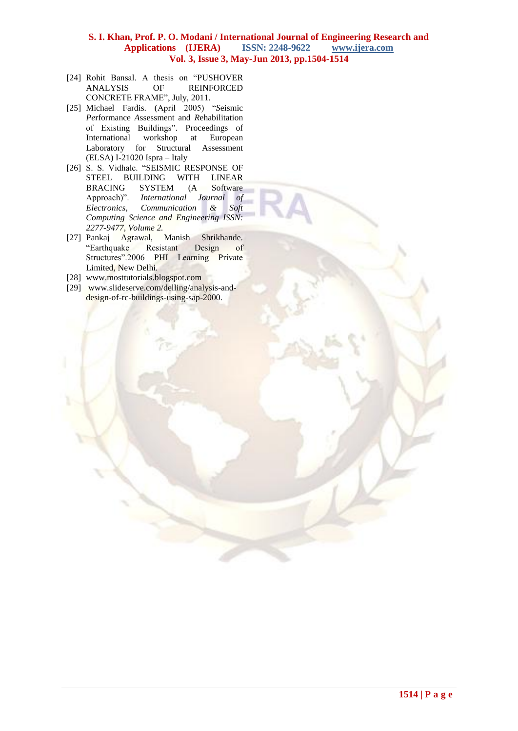[24] Rohit Bansal. A thesis on "PUSHOVER ANALYSIS OF REINFORCED CONCRETE FRAME", July, 2011.

[25] Michael Fardis. (April 2005) "Seismic *Pe*rformance *A*ssessment and *R*ehabilitation of Existing Buildings". Proceedings of International workshop at European Laboratory for Structural Assessment (ELSA) I-21020 Ispra – Italy

[26] S. S. Vidhale. "SEISMIC RESPONSE OF STEEL BUILDING WITH LINEAR BRACING SYSTEM (A Software Approach)". *International Journal of Electronics, Communication & Soft Computing Science and Engineering ISSN: 2277-9477, Volume 2.*

[27] Pankaj Agrawal, Manish Shrikhande. "Earthquake Resistant Design of Structures".2006 PHI Learning Private Limited, New Delhi.

[28] www.mosttutorials.blogspot.com

[29] www.slideserve.com/delling/analysis-and-design-of-rc-buildings-using-sap-2000.